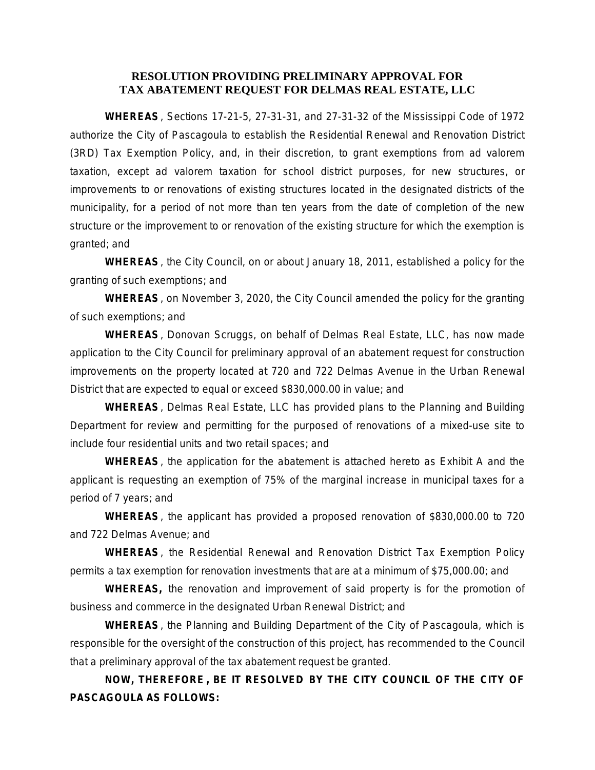# RESOLUTION PROVIDING PRELIMINARY APPROVAL FOR TAX ABATEMENT REQUEST FOR DELMAS REAL ESTATE, LLC

**WHEREAS**, Sections 17-21-5, 27-31-31, and 27-31-32 of the Mississippi Code of 1972 authorize the City of Pascagoula to establish the Residential Renewal and Renovation District (3RD) Tax Exemption Policy, and, in their discretion, to grant exemptions from ad valorem taxation, except ad valorem taxation for school district purposes, for new structures, or improvements to or renovations of existing structures located in the designated districts of the municipality, for a period of not more than ten years from the date of completion of the new structure or the improvement to or renovation of the existing structure for which the exemption is granted; and

**WHEREAS**, the City Council, on or about January 18, 2011, established a policy for the granting of such exemptions; and

**WHEREAS**, on November 3, 2020, the City Council amended the policy for the granting of such exemptions; and

**WHEREAS**, Donovan Scruggs, on behalf of Delmas Real Estate, LLC, has now made application to the City Council for preliminary approval of an abatement request for construction improvements on the property located at 720 and 722 Delmas Avenue in the Urban Renewal District that are expected to equal or exceed $830,000.00 in value; and

**WHEREAS**, Delmas Real Estate, LLC has provided plans to the Planning and Building Department for review and permitting for the purposed of renovations of a mixed-use site to include four residential units and two retail spaces; and

**WHEREAS**, the application for the abatement is attached hereto as Exhibit A and the applicant is requesting an exemption of 75% of the marginal increase in municipal taxes for a period of 7 years; and

**WHEREAS**, the applicant has provided a proposed renovation of $830,000.00 to 720 and 722 Delmas Avenue; and

**WHEREAS**, the Residential Renewal and Renovation District Tax Exemption Policy permits a tax exemption for renovation investments that are at a minimum of $75,000.00; and

**WHEREAS,** the renovation and improvement of said property is for the promotion of business and commerce in the designated Urban Renewal District; and

**WHEREAS**, the Planning and Building Department of the City of Pascagoula, which is responsible for the oversight of the construction of this project, has recommended to the Council that a preliminary approval of the tax abatement request be granted.

**NOW, THEREFORE, BE IT RESOLVED BY THE CITY COUNCIL OF THE CITY OF PASCAGOULA AS FOLLOWS:**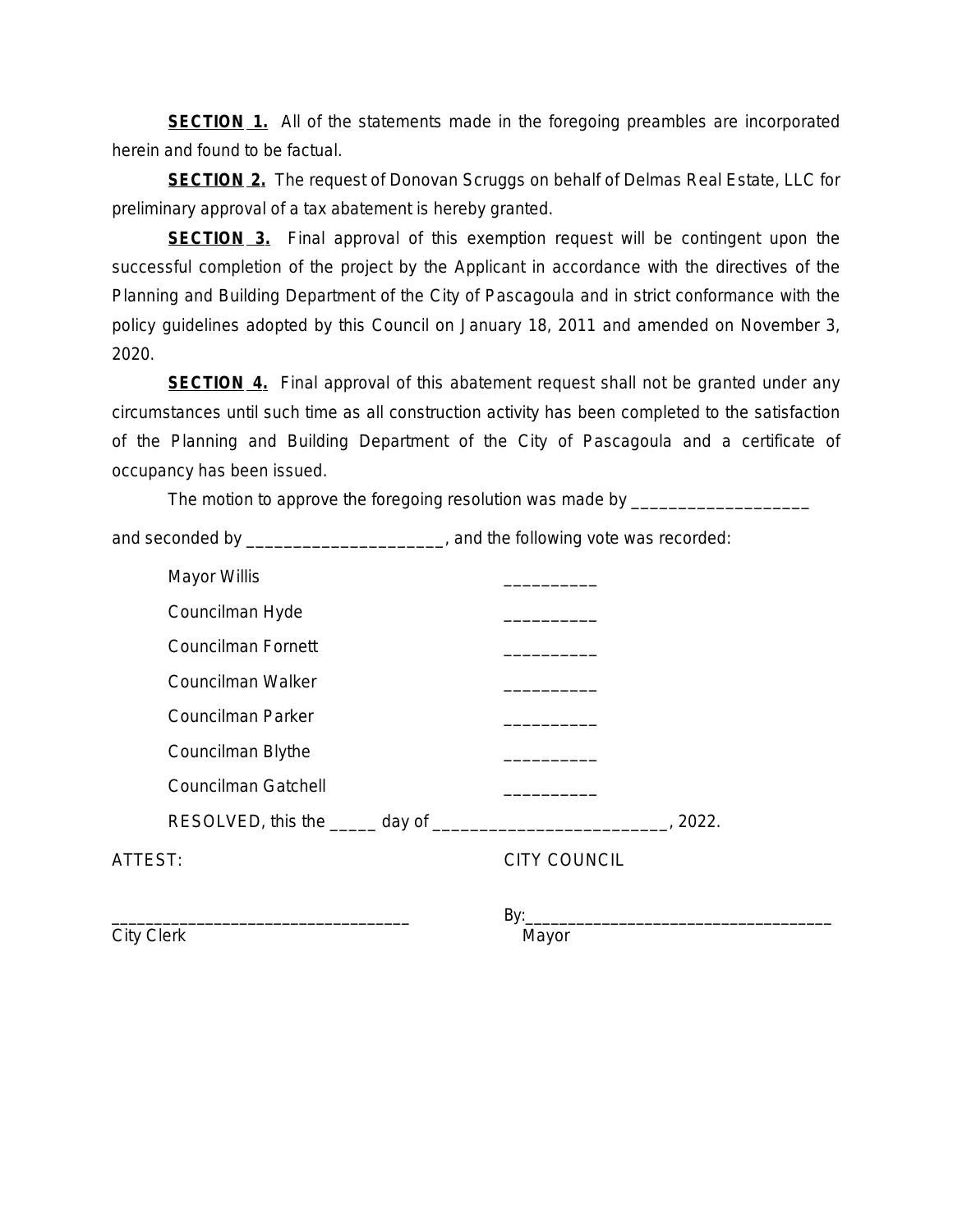**SECTION 1.** All of the statements made in the foregoing preambles are incorporated herein and found to be factual.

**SECTION 2.** The request of Donovan Scruggs on behalf of Delmas Real Estate, LLC for preliminary approval of a tax abatement is hereby granted.

**SECTION 3.** Final approval of this exemption request will be contingent upon the successful completion of the project by the Applicant in accordance with the directives of the Planning and Building Department of the City of Pascagoula and in strict conformance with the policy guidelines adopted by this Council on January 18, 2011 and amended on November 3, 2020.

**SECTION 4.** Final approval of this abatement request shall not be granted under any circumstances until such time as all construction activity has been completed to the satisfaction of the Planning and Building Department of the City of Pascagoula and a certificate of occupancy has been issued.

The motion to approve the foregoing resolution was made by ___________________ and seconded by _____________________, and the following vote was recorded:

| | |
|---|---|
| Mayor Willis | __________ |
| Councilman Hyde | __________ |
| Councilman Fornett | __________ |
| Councilman Walker | __________ |
| Councilman Parker | __________ |
| Councilman Blythe | __________ |
| Councilman Gatchell | __________ |

RESOLVED, this the _____ day of _________________________, 2022.

ATTEST: CITY COUNCIL

__________________________________ By:____________________________________

City Clerk Mayor